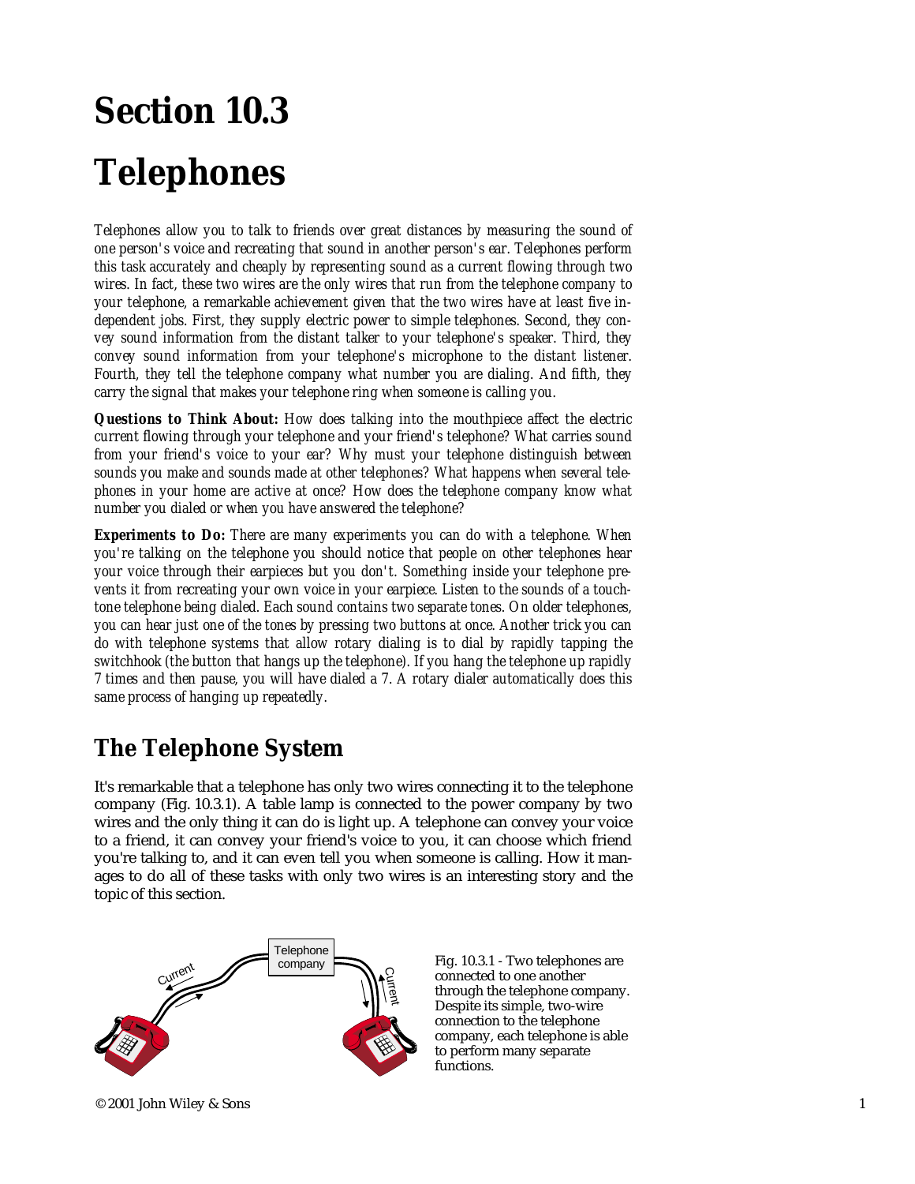# Section 10.3

# Telephones

*Telephones allow you to talk to friends over great distances by measuring the sound of one person's voice and recreating that sound in another person's ear. Telephones perform this task accurately and cheaply by representing sound as a current flowing through two wires. In fact, these two wires are the only wires that run from the telephone company to your telephone, a remarkable achievement given that the two wires have at least five independent jobs. First, they supply electric power to simple telephones. Second, they convey sound information from the distant talker to your telephone's speaker. Third, they convey sound information from your telephone's microphone to the distant listener. Fourth, they tell the telephone company what number you are dialing. And fifth, they carry the signal that makes your telephone ring when someone is calling you.*

***Questions to Think About:*** *How does talking into the mouthpiece affect the electric current flowing through your telephone and your friend's telephone? What carries sound from your friend's voice to your ear? Why must your telephone distinguish between sounds you make and sounds made at other telephones? What happens when several telephones in your home are active at once? How does the telephone company know what number you dialed or when you have answered the telephone?*

***Experiments to Do:*** *There are many experiments you can do with a telephone. When you're talking on the telephone you should notice that people on other telephones hear your voice through their earpieces but you don't. Something inside your telephone prevents it from recreating your own voice in your earpiece. Listen to the sounds of a touch-tone telephone being dialed. Each sound contains two separate tones. On older telephones, you can hear just one of the tones by pressing two buttons at once. Another trick you can do with telephone systems that allow rotary dialing is to dial by rapidly tapping the switchhook (the button that hangs up the telephone). If you hang the telephone up rapidly 7 times and then pause, you will have dialed a 7. A rotary dialer automatically does this same process of hanging up repeatedly.*

## The Telephone System

It's remarkable that a telephone has only two wires connecting it to the telephone company (Fig. 10.3.1). A table lamp is connected to the power company by two wires and the only thing it can do is light up. A telephone can convey your voice to a friend, it can convey your friend's voice to you, it can choose which friend you're talking to, and it can even tell you when someone is calling. How it manages to do all of these tasks with only two wires is an interesting story and the topic of this section.

Fig. 10.3.1 - Two telephones are connected to one another through the telephone company. Despite its simple, two-wire connection to the telephone company, each telephone is able to perform many separate functions.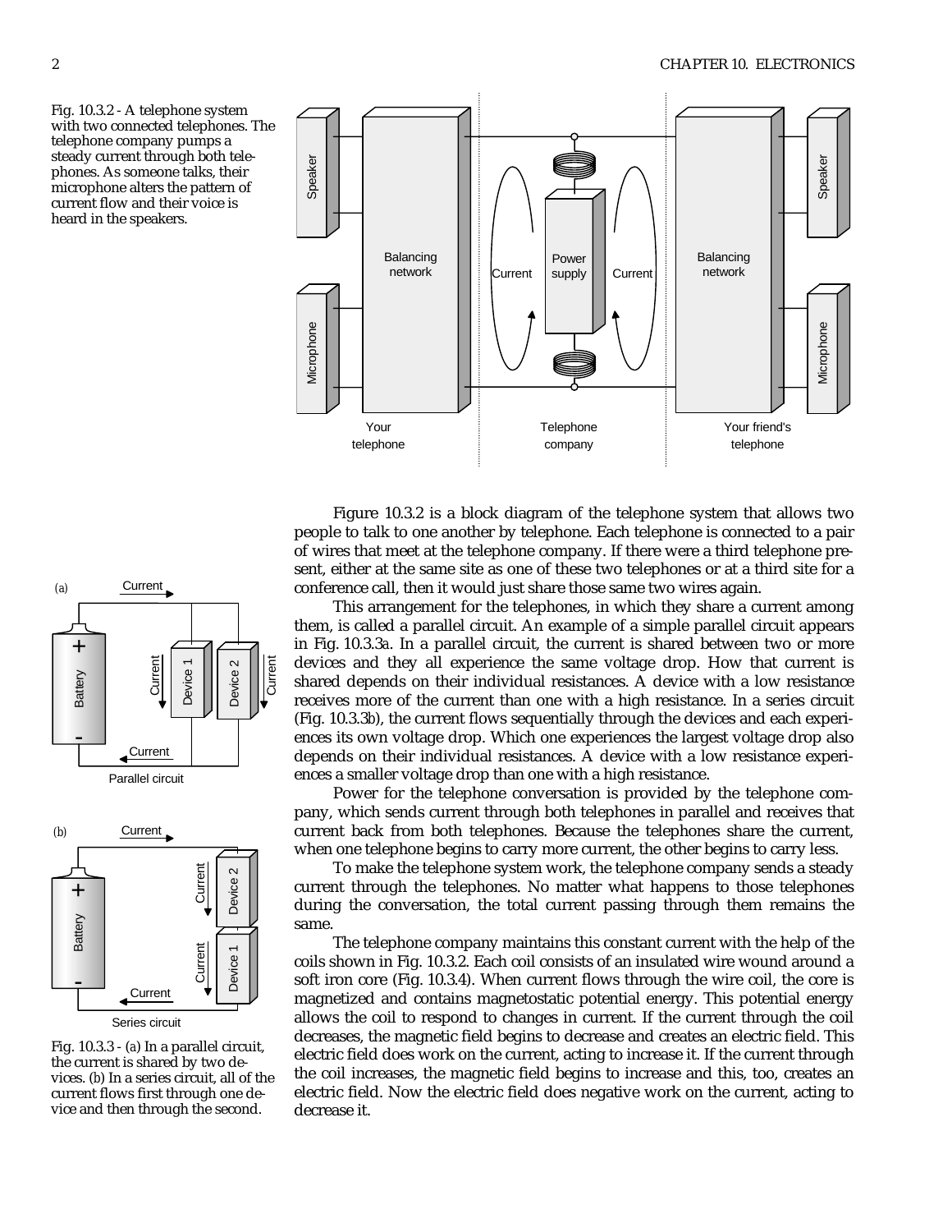Fig. 10.3.2 - A telephone system with two connected telephones. The telephone company pumps a steady current through both telephones. As someone talks, their microphone alters the pattern of current flow and their voice is heard in the speakers.

Figure 10.3.2 is a block diagram of the telephone system that allows two people to talk to one another by telephone. Each telephone is connected to a pair of wires that meet at the telephone company. If there were a third telephone present, either at the same site as one of these two telephones or at a third site for a conference call, then it would just share those same two wires again.

This arrangement for the telephones, in which they share a current among them, is called a parallel circuit. An example of a simple parallel circuit appears in Fig. 10.3.3*a*. In a parallel circuit, the current is shared between two or more devices and they all experience the same voltage drop. How that current is shared depends on their individual resistances. A device with a low resistance receives more of the current than one with a high resistance. In a series circuit (Fig. 10.3.3*b*), the current flows sequentially through the devices and each experiences its own voltage drop. Which one experiences the largest voltage drop also depends on their individual resistances. A device with a low resistance experiences a smaller voltage drop than one with a high resistance.

Power for the telephone conversation is provided by the telephone company, which sends current through both telephones in parallel and receives that current back from both telephones. Because the telephones share the current, when one telephone begins to carry more current, the other begins to carry less.

To make the telephone system work, the telephone company sends a steady current through the telephones. No matter what happens to those telephones during the conversation, the total current passing through them remains the same.

The telephone company maintains this constant current with the help of the coils shown in Fig. 10.3.2. Each coil consists of an insulated wire wound around a soft iron core (Fig. 10.3.4). When current flows through the wire coil, the core is magnetized and contains magnetostatic potential energy. This potential energy allows the coil to respond to changes in current. If the current through the coil decreases, the magnetic field begins to decrease and creates an electric field. This electric field does work on the current, acting to increase it. If the current through the coil increases, the magnetic field begins to increase and this, too, creates an electric field. Now the electric field does negative work on the current, acting to decrease it.

Fig. 10.3.3 - (*a*) In a parallel circuit, the current is shared by two devices. (*b*) In a series circuit, all of the current flows first through one device and then through the second.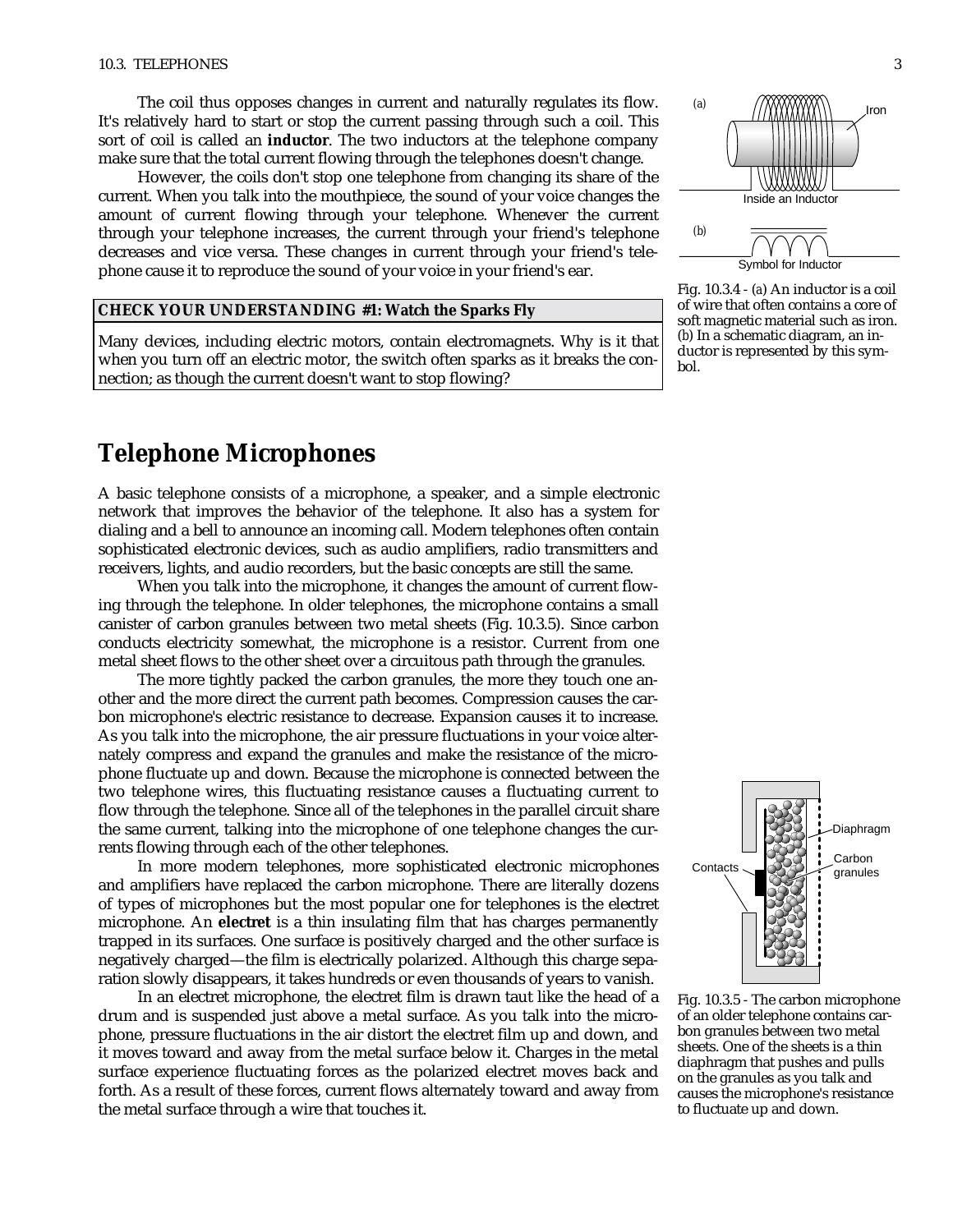The coil thus opposes changes in current and naturally regulates its flow. It's relatively hard to start or stop the current passing through such a coil. This sort of coil is called an **inductor**. The two inductors at the telephone company make sure that the total current flowing through the telephones doesn't change.

However, the coils don't stop one telephone from changing its share of the current. When you talk into the mouthpiece, the sound of your voice changes the amount of current flowing through your telephone. Whenever the current through your telephone increases, the current through your friend's telephone decreases and vice versa. These changes in current through your friend's telephone cause it to reproduce the sound of your voice in your friend's ear.

(a)

Iron

Inside an Inductor

(b)

Symbol for Inductor

Fig. 10.3.4 - (a) An inductor is a coil of wire that often contains a core of soft magnetic material such as iron. (b) In a schematic diagram, an inductor is represented by this symbol.

**CHECK YOUR UNDERSTANDING #1: Watch the Sparks Fly**

Many devices, including electric motors, contain electromagnets. Why is it that when you turn off an electric motor, the switch often sparks as it breaks the connection; as though the current doesn't want to stop flowing?

## Telephone Microphones

A basic telephone consists of a microphone, a speaker, and a simple electronic network that improves the behavior of the telephone. It also has a system for dialing and a bell to announce an incoming call. Modern telephones often contain sophisticated electronic devices, such as audio amplifiers, radio transmitters and receivers, lights, and audio recorders, but the basic concepts are still the same.

When you talk into the microphone, it changes the amount of current flowing through the telephone. In older telephones, the microphone contains a small canister of carbon granules between two metal sheets (Fig. 10.3.5). Since carbon conducts electricity somewhat, the microphone is a resistor. Current from one metal sheet flows to the other sheet over a circuitous path through the granules.

The more tightly packed the carbon granules, the more they touch one another and the more direct the current path becomes. Compression causes the carbon microphone's electric resistance to decrease. Expansion causes it to increase. As you talk into the microphone, the air pressure fluctuations in your voice alternately compress and expand the granules and make the resistance of the microphone fluctuate up and down. Because the microphone is connected between the two telephone wires, this fluctuating resistance causes a fluctuating current to flow through the telephone. Since all of the telephones in the parallel circuit share the same current, talking into the microphone of one telephone changes the currents flowing through each of the other telephones.

In more modern telephones, more sophisticated electronic microphones and amplifiers have replaced the carbon microphone. There are literally dozens of types of microphones but the most popular one for telephones is the electret microphone. An **electret** is a thin insulating film that has charges permanently trapped in its surfaces. One surface is positively charged and the other surface is negatively charged—the film is electrically polarized. Although this charge separation slowly disappears, it takes hundreds or even thousands of years to vanish.

In an electret microphone, the electret film is drawn taut like the head of a drum and is suspended just above a metal surface. As you talk into the microphone, pressure fluctuations in the air distort the electret film up and down, and it moves toward and away from the metal surface below it. Charges in the metal surface experience fluctuating forces as the polarized electret moves back and forth. As a result of these forces, current flows alternately toward and away from the metal surface through a wire that touches it.

Diaphragm

Contacts

Carbon granules

Fig. 10.3.5 - The carbon microphone of an older telephone contains carbon granules between two metal sheets. One of the sheets is a thin diaphragm that pushes and pulls on the granules as you talk and causes the microphone's resistance to fluctuate up and down.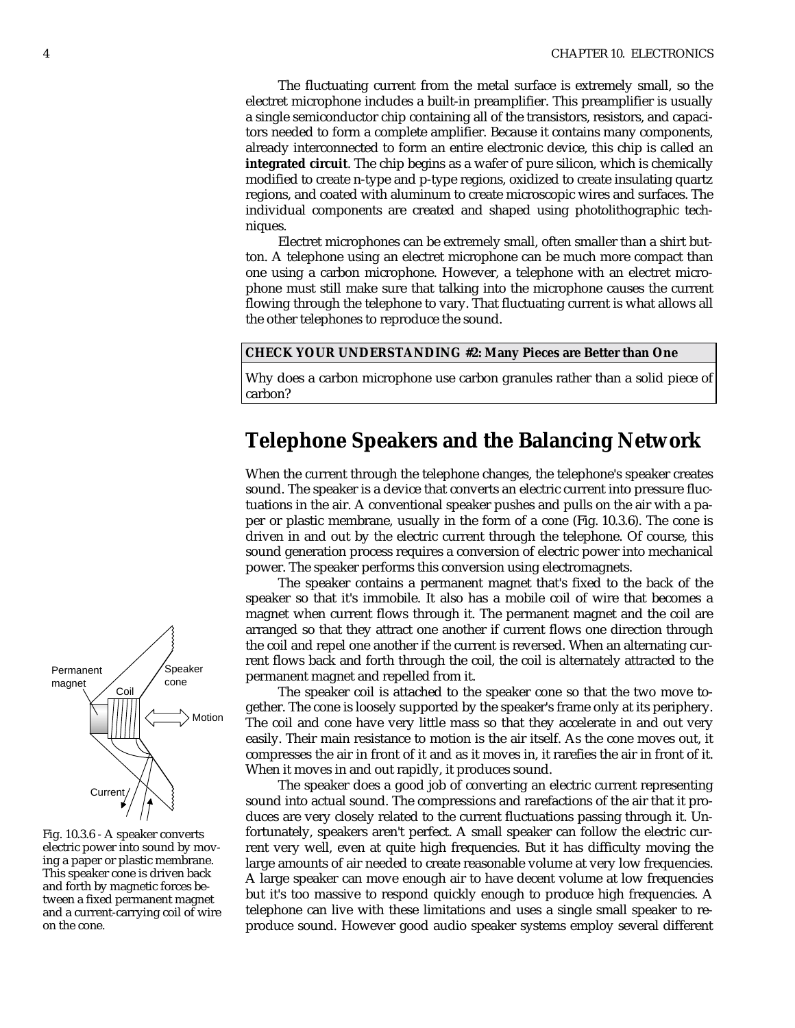The fluctuating current from the metal surface is extremely small, so the electret microphone includes a built-in preamplifier. This preamplifier is usually a single semiconductor chip containing all of the transistors, resistors, and capacitors needed to form a complete amplifier. Because it contains many components, already interconnected to form an entire electronic device, this chip is called an **integrated circuit**. The chip begins as a wafer of pure silicon, which is chemically modified to create n-type and p-type regions, oxidized to create insulating quartz regions, and coated with aluminum to create microscopic wires and surfaces. The individual components are created and shaped using photolithographic techniques.

Electret microphones can be extremely small, often smaller than a shirt button. A telephone using an electret microphone can be much more compact than one using a carbon microphone. However, a telephone with an electret microphone must still make sure that talking into the microphone causes the current flowing through the telephone to vary. That fluctuating current is what allows all the other telephones to reproduce the sound.

**CHECK YOUR UNDERSTANDING #2: Many Pieces are Better than One**

Why does a carbon microphone use carbon granules rather than a solid piece of carbon?

## Telephone Speakers and the Balancing Network

When the current through the telephone changes, the telephone's speaker creates sound. The speaker is a device that converts an electric current into pressure fluctuations in the air. A conventional speaker pushes and pulls on the air with a paper or plastic membrane, usually in the form of a cone (Fig. 10.3.6). The cone is driven in and out by the electric current through the telephone. Of course, this sound generation process requires a conversion of electric power into mechanical power. The speaker performs this conversion using electromagnets.

The speaker contains a permanent magnet that's fixed to the back of the speaker so that it's immobile. It also has a mobile coil of wire that becomes a magnet when current flows through it. The permanent magnet and the coil are arranged so that they attract one another if current flows one direction through the coil and repel one another if the current is reversed. When an alternating current flows back and forth through the coil, the coil is alternately attracted to the permanent magnet and repelled from it.

The speaker coil is attached to the speaker cone so that the two move together. The cone is loosely supported by the speaker's frame only at its periphery. The coil and cone have very little mass so that they accelerate in and out very easily. Their main resistance to motion is the air itself. As the cone moves out, it compresses the air in front of it and as it moves in, it rarefies the air in front of it. When it moves in and out rapidly, it produces sound.

The speaker does a good job of converting an electric current representing sound into actual sound. The compressions and rarefactions of the air that it produces are very closely related to the current fluctuations passing through it. Unfortunately, speakers aren't perfect. A small speaker can follow the electric current very well, even at quite high frequencies. But it has difficulty moving the large amounts of air needed to create reasonable volume at very low frequencies. A large speaker can move enough air to have decent volume at low frequencies but it's too massive to respond quickly enough to produce high frequencies. A telephone can live with these limitations and uses a single small speaker to reproduce sound. However good audio speaker systems employ several different

Permanent magnet | Coil | Speaker cone | Motion | Current

Fig. 10.3.6 - A speaker converts electric power into sound by moving a paper or plastic membrane. This speaker cone is driven back and forth by magnetic forces between a fixed permanent magnet and a current-carrying coil of wire on the cone.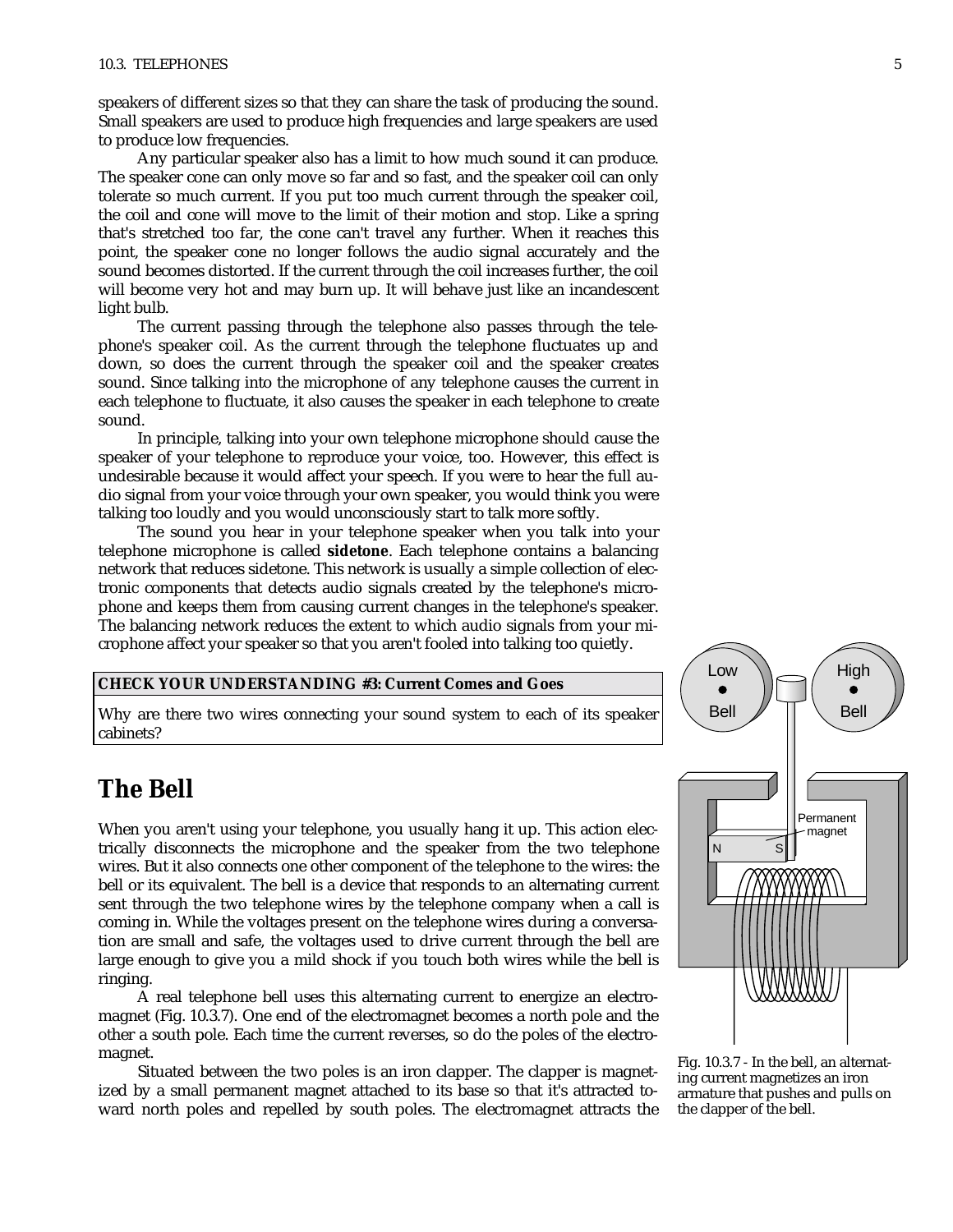speakers of different sizes so that they can share the task of producing the sound. Small speakers are used to produce high frequencies and large speakers are used to produce low frequencies.

Any particular speaker also has a limit to how much sound it can produce. The speaker cone can only move so far and so fast, and the speaker coil can only tolerate so much current. If you put too much current through the speaker coil, the coil and cone will move to the limit of their motion and stop. Like a spring that's stretched too far, the cone can't travel any further. When it reaches this point, the speaker cone no longer follows the audio signal accurately and the sound becomes distorted. If the current through the coil increases further, the coil will become very hot and may burn up. It will behave just like an incandescent light bulb.

The current passing through the telephone also passes through the telephone's speaker coil. As the current through the telephone fluctuates up and down, so does the current through the speaker coil and the speaker creates sound. Since talking into the microphone of any telephone causes the current in each telephone to fluctuate, it also causes the speaker in each telephone to create sound.

In principle, talking into your own telephone microphone should cause the speaker of your telephone to reproduce your voice, too. However, this effect is undesirable because it would affect your speech. If you were to hear the full audio signal from your voice through your own speaker, you would think you were talking too loudly and you would unconsciously start to talk more softly.

The sound you hear in your telephone speaker when you talk into your telephone microphone is called **sidetone**. Each telephone contains a balancing network that reduces sidetone. This network is usually a simple collection of electronic components that detects audio signals created by the telephone's microphone and keeps them from causing current changes in the telephone's speaker. The balancing network reduces the extent to which audio signals from your microphone affect your speaker so that you aren't fooled into talking too quietly.

**CHECK YOUR UNDERSTANDING #3: Current Comes and Goes**

Why are there two wires connecting your sound system to each of its speaker cabinets?

## The Bell

When you aren't using your telephone, you usually hang it up. This action electrically disconnects the microphone and the speaker from the two telephone wires. But it also connects one other component of the telephone to the wires: the bell or its equivalent. The bell is a device that responds to an alternating current sent through the two telephone wires by the telephone company when a call is coming in. While the voltages present on the telephone wires during a conversation are small and safe, the voltages used to drive current through the bell are large enough to give you a mild shock if you touch both wires while the bell is ringing.

A real telephone bell uses this alternating current to energize an electromagnet (Fig. 10.3.7). One end of the electromagnet becomes a north pole and the other a south pole. Each time the current reverses, so do the poles of the electromagnet.

Situated between the two poles is an iron clapper. The clapper is magnetized by a small permanent magnet attached to its base so that it's attracted toward north poles and repelled by south poles. The electromagnet attracts the

Fig. 10.3.7 - In the bell, an alternating current magnetizes an iron armature that pushes and pulls on the clapper of the bell.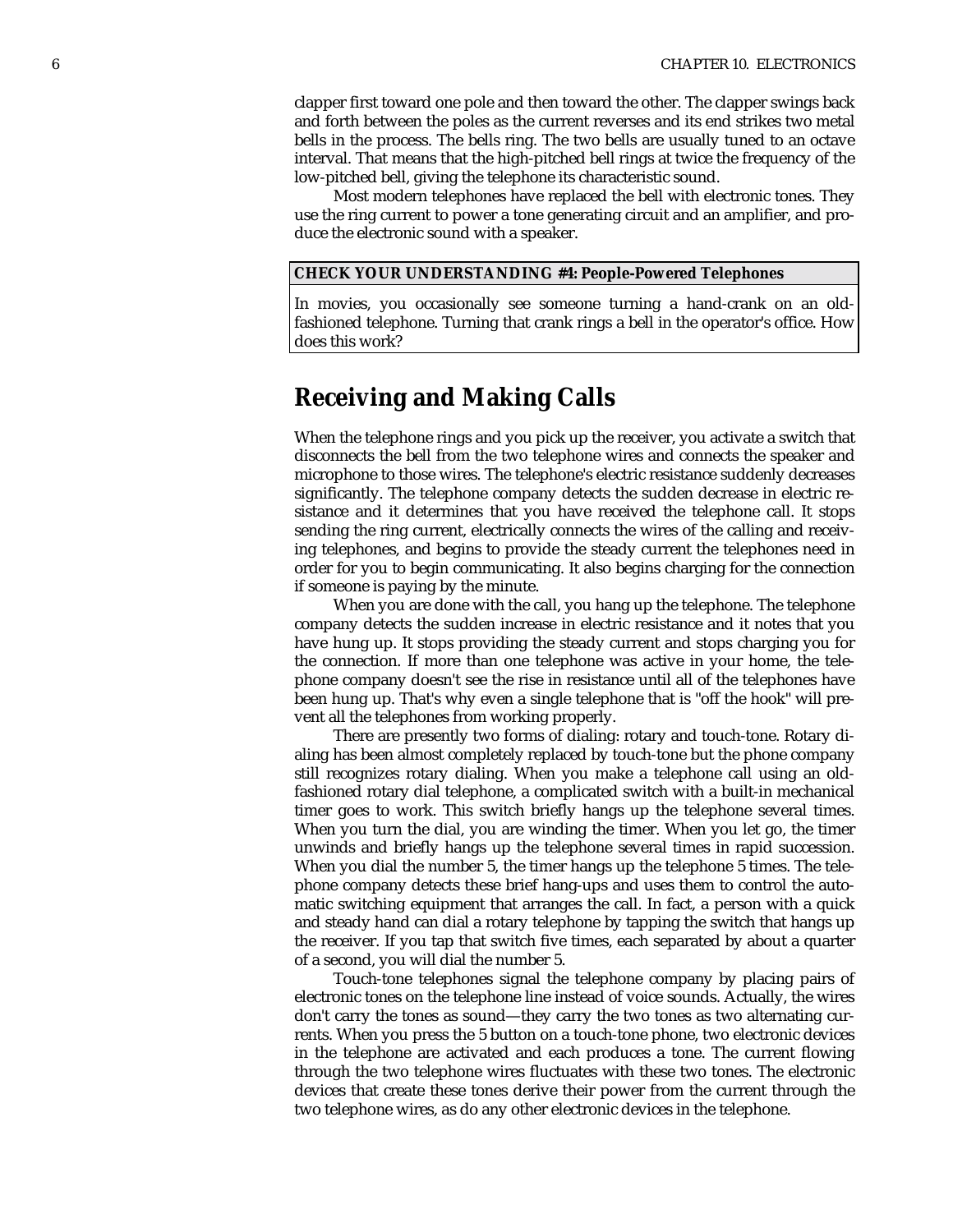clapper first toward one pole and then toward the other. The clapper swings back and forth between the poles as the current reverses and its end strikes two metal bells in the process. The bells ring. The two bells are usually tuned to an octave interval. That means that the high-pitched bell rings at twice the frequency of the low-pitched bell, giving the telephone its characteristic sound.

Most modern telephones have replaced the bell with electronic tones. They use the ring current to power a tone generating circuit and an amplifier, and produce the electronic sound with a speaker.

> **CHECK YOUR UNDERSTANDING #4: People-Powered Telephones**
>
> In movies, you occasionally see someone turning a hand-crank on an old-fashioned telephone. Turning that crank rings a bell in the operator's office. How does this work?

## Receiving and Making Calls

When the telephone rings and you pick up the receiver, you activate a switch that disconnects the bell from the two telephone wires and connects the speaker and microphone to those wires. The telephone's electric resistance suddenly decreases significantly. The telephone company detects the sudden decrease in electric resistance and it determines that you have received the telephone call. It stops sending the ring current, electrically connects the wires of the calling and receiving telephones, and begins to provide the steady current the telephones need in order for you to begin communicating. It also begins charging for the connection if someone is paying by the minute.

When you are done with the call, you hang up the telephone. The telephone company detects the sudden increase in electric resistance and it notes that you have hung up. It stops providing the steady current and stops charging you for the connection. If more than one telephone was active in your home, the telephone company doesn't see the rise in resistance until all of the telephones have been hung up. That's why even a single telephone that is "off the hook" will prevent all the telephones from working properly.

There are presently two forms of dialing: rotary and touch-tone. Rotary dialing has been almost completely replaced by touch-tone but the phone company still recognizes rotary dialing. When you make a telephone call using an old-fashioned rotary dial telephone, a complicated switch with a built-in mechanical timer goes to work. This switch briefly hangs up the telephone several times. When you turn the dial, you are winding the timer. When you let go, the timer unwinds and briefly hangs up the telephone several times in rapid succession. When you dial the number 5, the timer hangs up the telephone 5 times. The telephone company detects these brief hang-ups and uses them to control the automatic switching equipment that arranges the call. In fact, a person with a quick and steady hand can dial a rotary telephone by tapping the switch that hangs up the receiver. If you tap that switch five times, each separated by about a quarter of a second, you will dial the number 5.

Touch-tone telephones signal the telephone company by placing pairs of electronic tones on the telephone line instead of voice sounds. Actually, the wires don't carry the tones as sound—they carry the two tones as two alternating currents. When you press the 5 button on a touch-tone phone, two electronic devices in the telephone are activated and each produces a tone. The current flowing through the two telephone wires fluctuates with these two tones. The electronic devices that create these tones derive their power from the current through the two telephone wires, as do any other electronic devices in the telephone.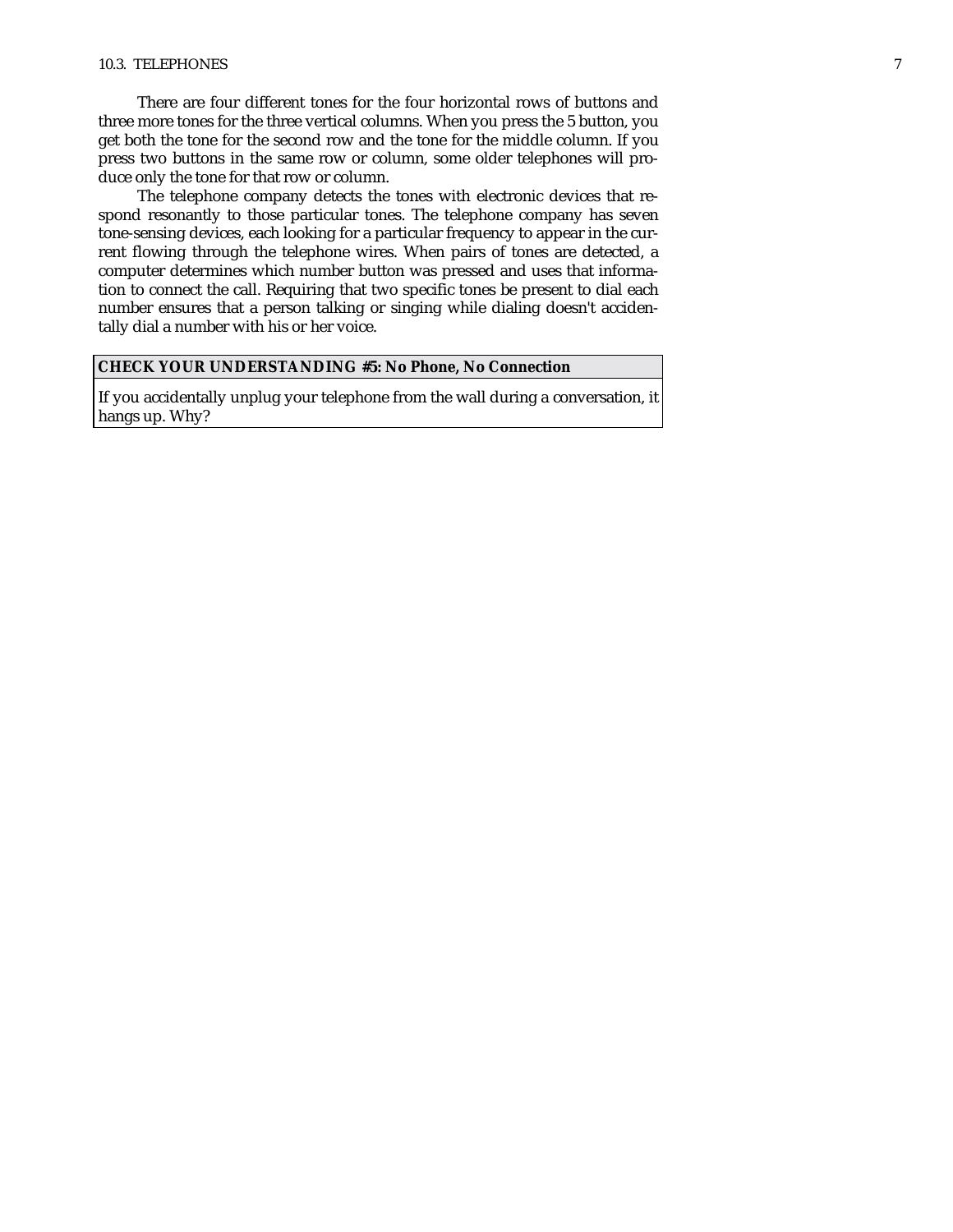There are four different tones for the four horizontal rows of buttons and three more tones for the three vertical columns. When you press the 5 button, you get both the tone for the second row and the tone for the middle column. If you press two buttons in the same row or column, some older telephones will produce only the tone for that row or column.

The telephone company detects the tones with electronic devices that respond resonantly to those particular tones. The telephone company has seven tone-sensing devices, each looking for a particular frequency to appear in the current flowing through the telephone wires. When pairs of tones are detected, a computer determines which number button was pressed and uses that information to connect the call. Requiring that two specific tones be present to dial each number ensures that a person talking or singing while dialing doesn't accidentally dial a number with his or her voice.

**CHECK YOUR UNDERSTANDING #5: No Phone, No Connection**

If you accidentally unplug your telephone from the wall during a conversation, it hangs up. Why?